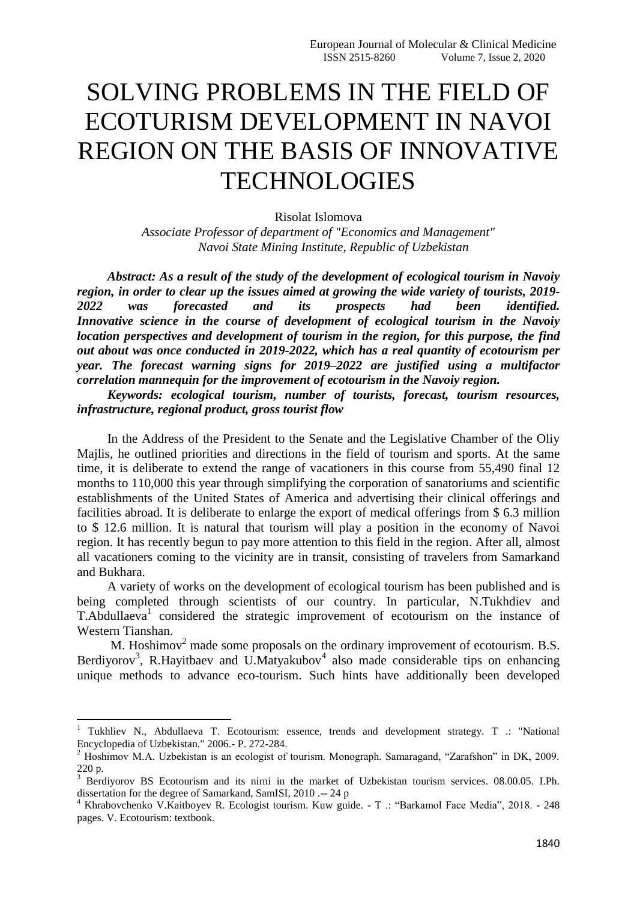# SOLVING PROBLEMS IN THE FIELD OF ECOTURISM DEVELOPMENT IN NAVOI REGION ON THE BASIS OF INNOVATIVE TECHNOLOGIES

Risolat Islomova

*Associate Professor of department of "Economics and Management"*
*Navoi State Mining Institute, Republic of Uzbekistan*

***Abstract: As a result of the study of the development of ecological tourism in Navoiy region, in order to clear up the issues aimed at growing the wide variety of tourists, 2019-2022 was forecasted and its prospects had been identified. Innovative science in the course of development of ecological tourism in the Navoiy location perspectives and development of tourism in the region, for this purpose, the find out about was once conducted in 2019-2022, which has a real quantity of ecotourism per year. The forecast warning signs for 2019–2022 are justified using a multifactor correlation mannequin for the improvement of ecotourism in the Navoiy region.***

***Keywords: ecological tourism, number of tourists, forecast, tourism resources, infrastructure, regional product, gross tourist flow***

In the Address of the President to the Senate and the Legislative Chamber of the Oliy Majlis, he outlined priorities and directions in the field of tourism and sports. At the same time, it is deliberate to extend the range of vacationers in this course from 55,490 final 12 months to 110,000 this year through simplifying the corporation of sanatoriums and scientific establishments of the United States of America and advertising their clinical offerings and facilities abroad. It is deliberate to enlarge the export of medical offerings from $ 6.3 million to $ 12.6 million. It is natural that tourism will play a position in the economy of Navoi region. It has recently begun to pay more attention to this field in the region. After all, almost all vacationers coming to the vicinity are in transit, consisting of travelers from Samarkand and Bukhara.

A variety of works on the development of ecological tourism has been published and is being completed through scientists of our country. In particular, N.Tukhdiev and T.Abdullaeva[1] considered the strategic improvement of ecotourism on the instance of Western Tianshan.

M. Hoshimov[2] made some proposals on the ordinary improvement of ecotourism. B.S. Berdiyorov[3], R.Hayitbaev and U.Matyakubov[4] also made considerable tips on enhancing unique methods to advance eco-tourism. Such hints have additionally been developed

---

[1] Tukhliev N., Abdullaeva T. Ecotourism: essence, trends and development strategy. T .: "National Encyclopedia of Uzbekistan." 2006.- P. 272-284.

[2] Hoshimov M.A. Uzbekistan is an ecologist of tourism. Monograph. Samaragand, "Zarafshon" in DK, 2009. 220 p.

[3] Berdiyorov BS Ecotourism and its nirni in the market of Uzbekistan tourism services. 08.00.05. I.Ph. dissertation for the degree of Samarkand, SamISI, 2010 .-- 24 p

[4] Khrabovchenko V.Kaitboyev R. Ecologist tourism. Kuw guide. - T .: "Barkamol Face Media", 2018. - 248 pages. V. Ecotourism: textbook.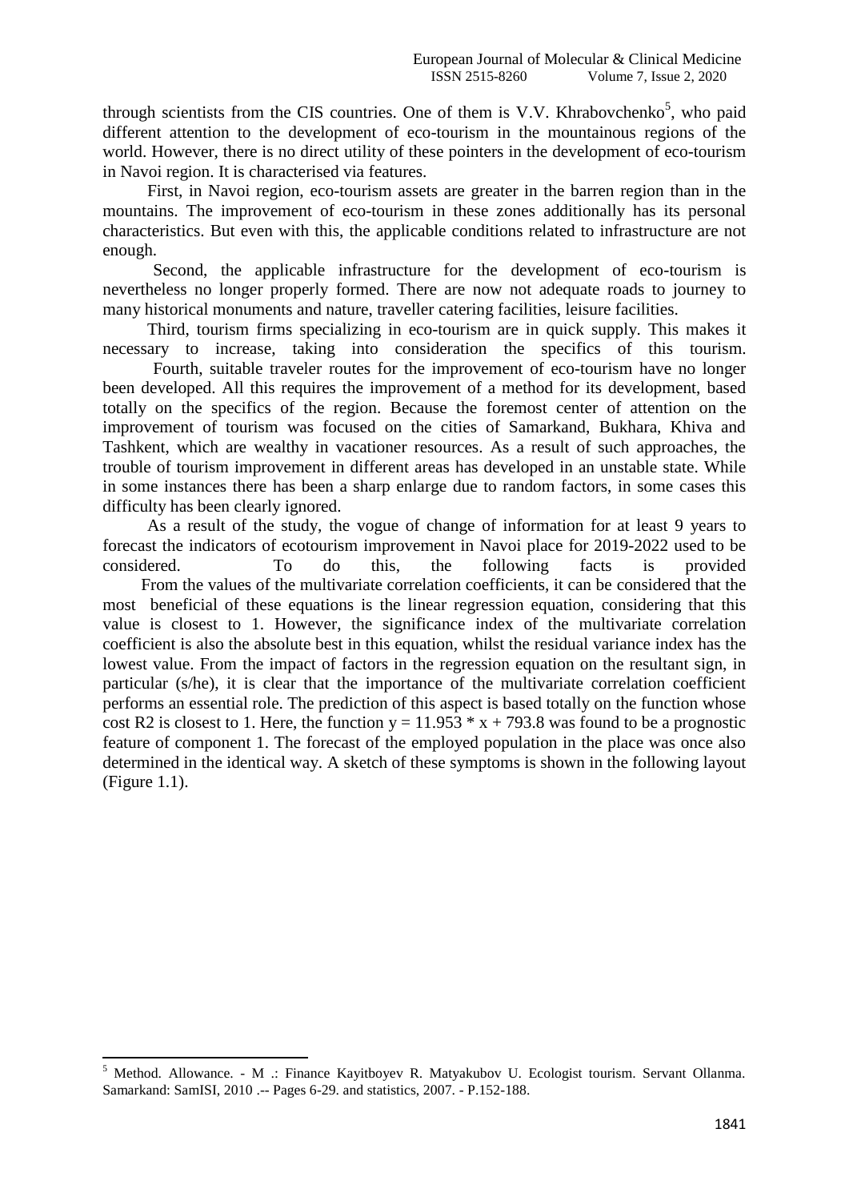through scientists from the CIS countries. One of them is V.V. Khrabovchenko[5], who paid different attention to the development of eco-tourism in the mountainous regions of the world. However, there is no direct utility of these pointers in the development of eco-tourism in Navoi region. It is characterised via features.

First, in Navoi region, eco-tourism assets are greater in the barren region than in the mountains. The improvement of eco-tourism in these zones additionally has its personal characteristics. But even with this, the applicable conditions related to infrastructure are not enough.

Second, the applicable infrastructure for the development of eco-tourism is nevertheless no longer properly formed. There are now not adequate roads to journey to many historical monuments and nature, traveller catering facilities, leisure facilities.

Third, tourism firms specializing in eco-tourism are in quick supply. This makes it necessary to increase, taking into consideration the specifics of this tourism.

Fourth, suitable traveler routes for the improvement of eco-tourism have no longer been developed. All this requires the improvement of a method for its development, based totally on the specifics of the region. Because the foremost center of attention on the improvement of tourism was focused on the cities of Samarkand, Bukhara, Khiva and Tashkent, which are wealthy in vacationer resources. As a result of such approaches, the trouble of tourism improvement in different areas has developed in an unstable state. While in some instances there has been a sharp enlarge due to random factors, in some cases this difficulty has been clearly ignored.

As a result of the study, the vogue of change of information for at least 9 years to forecast the indicators of ecotourism improvement in Navoi place for 2019-2022 used to be considered. To do this, the following facts is provided

From the values of the multivariate correlation coefficients, it can be considered that the most beneficial of these equations is the linear regression equation, considering that this value is closest to 1. However, the significance index of the multivariate correlation coefficient is also the absolute best in this equation, whilst the residual variance index has the lowest value. From the impact of factors in the regression equation on the resultant sign, in particular (s/he), it is clear that the importance of the multivariate correlation coefficient performs an essential role. The prediction of this aspect is based totally on the function whose cost R2 is closest to 1. Here, the function $y = 11.953 * x + 793.8$ was found to be a prognostic feature of component 1. The forecast of the employed population in the place was once also determined in the identical way. A sketch of these symptoms is shown in the following layout (Figure 1.1).

---

[5] Method. Allowance. - M .: Finance Kayitboyev R. Matyakubov U. Ecologist tourism. Servant Ollanma. Samarkand: SamISI, 2010 .-- Pages 6-29. and statistics, 2007. - P.152-188.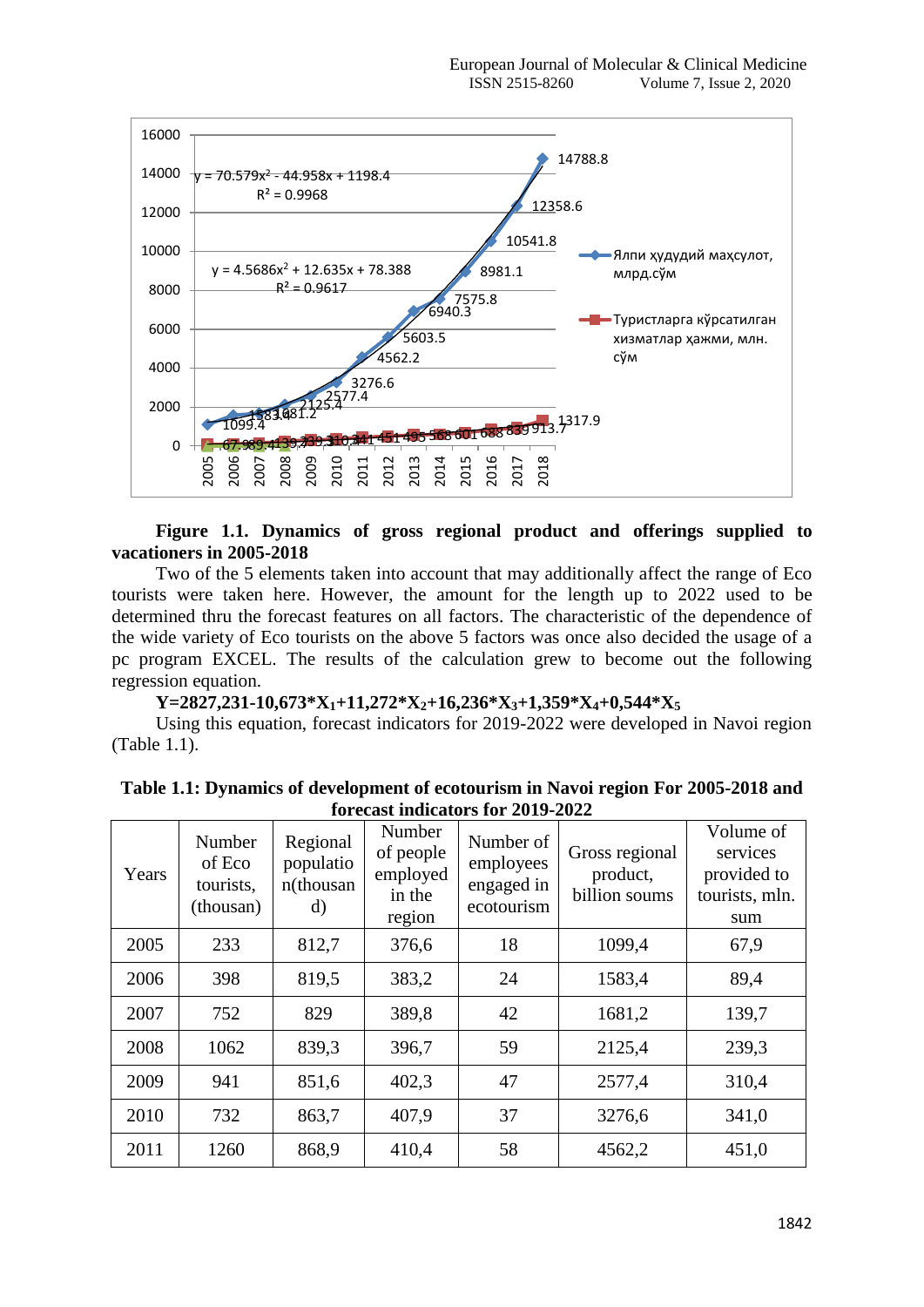**Figure 1.1. Dynamics of gross regional product and offerings supplied to vacationers in 2005-2018**

Two of the 5 elements taken into account that may additionally affect the range of Eco tourists were taken here. However, the amount for the length up to 2022 used to be determined thru the forecast features on all factors. The characteristic of the dependence of the wide variety of Eco tourists on the above 5 factors was once also decided the usage of a pc program EXCEL. The results of the calculation grew to become out the following regression equation.

$$Y=2827,231-10,673*X_1+11,272*X_2+16,236*X_3+1,359*X_4+0,544*X_5$$

Using this equation, forecast indicators for 2019-2022 were developed in Navoi region (Table 1.1).

**Table 1.1: Dynamics of development of ecotourism in Navoi region For 2005-2018 and forecast indicators for 2019-2022**

| Years | Number of Eco tourists, (thousan) | Regional population(thousand) | Number of people employed in the region | Number of employees engaged in ecotourism | Gross regional product, billion soums | Volume of services provided to tourists, mln. sum |
|---|---|---|---|---|---|---|
| 2005 | 233 | 812,7 | 376,6 | 18 | 1099,4 | 67,9 |
| 2006 | 398 | 819,5 | 383,2 | 24 | 1583,4 | 89,4 |
| 2007 | 752 | 829 | 389,8 | 42 | 1681,2 | 139,7 |
| 2008 | 1062 | 839,3 | 396,7 | 59 | 2125,4 | 239,3 |
| 2009 | 941 | 851,6 | 402,3 | 47 | 2577,4 | 310,4 |
| 2010 | 732 | 863,7 | 407,9 | 37 | 3276,6 | 341,0 |
| 2011 | 1260 | 868,9 | 410,4 | 58 | 4562,2 | 451,0 |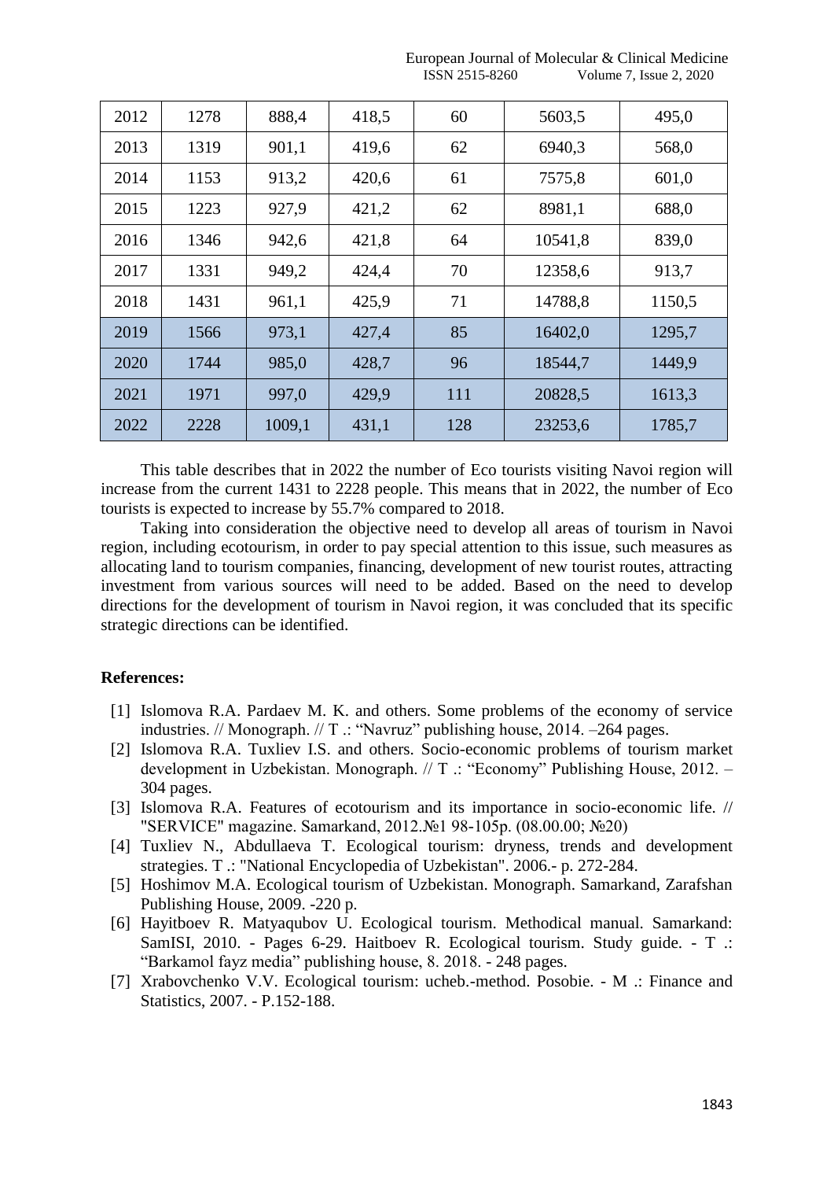| | | | | | | |
|---|---|---|---|---|---|---|
| 2012 | 1278 | 888,4 | 418,5 | 60 | 5603,5 | 495,0 |
| 2013 | 1319 | 901,1 | 419,6 | 62 | 6940,3 | 568,0 |
| 2014 | 1153 | 913,2 | 420,6 | 61 | 7575,8 | 601,0 |
| 2015 | 1223 | 927,9 | 421,2 | 62 | 8981,1 | 688,0 |
| 2016 | 1346 | 942,6 | 421,8 | 64 | 10541,8 | 839,0 |
| 2017 | 1331 | 949,2 | 424,4 | 70 | 12358,6 | 913,7 |
| 2018 | 1431 | 961,1 | 425,9 | 71 | 14788,8 | 1150,5 |
| 2019 | 1566 | 973,1 | 427,4 | 85 | 16402,0 | 1295,7 |
| 2020 | 1744 | 985,0 | 428,7 | 96 | 18544,7 | 1449,9 |
| 2021 | 1971 | 997,0 | 429,9 | 111 | 20828,5 | 1613,3 |
| 2022 | 2228 | 1009,1 | 431,1 | 128 | 23253,6 | 1785,7 |

This table describes that in 2022 the number of Eco tourists visiting Navoi region will increase from the current 1431 to 2228 people. This means that in 2022, the number of Eco tourists is expected to increase by 55.7% compared to 2018.

Taking into consideration the objective need to develop all areas of tourism in Navoi region, including ecotourism, in order to pay special attention to this issue, such measures as allocating land to tourism companies, financing, development of new tourist routes, attracting investment from various sources will need to be added. Based on the need to develop directions for the development of tourism in Navoi region, it was concluded that its specific strategic directions can be identified.

**References:**

[1] Islomova R.A. Pardaev M. K. and others. Some problems of the economy of service industries. // Monograph. // T .: "Navruz" publishing house, 2014. –264 pages.

[2] Islomova R.A. Tuxliev I.S. and others. Socio-economic problems of tourism market development in Uzbekistan. Monograph. // T .: "Economy" Publishing House, 2012. – 304 pages.

[3] Islomova R.A. Features of ecotourism and its importance in socio-economic life. // "SERVICE" magazine. Samarkand, 2012.№1 98-105p. (08.00.00; №20)

[4] Tuxliev N., Abdullaeva T. Ecological tourism: dryness, trends and development strategies. T .: "National Encyclopedia of Uzbekistan". 2006.- p. 272-284.

[5] Hoshimov M.A. Ecological tourism of Uzbekistan. Monograph. Samarkand, Zarafshan Publishing House, 2009. -220 p.

[6] Hayitboev R. Matyaqubov U. Ecological tourism. Methodical manual. Samarkand: SamISI, 2010. - Pages 6-29. Haitboev R. Ecological tourism. Study guide. - T .: "Barkamol fayz media" publishing house, 8. 2018. - 248 pages.

[7] Xrabovchenko V.V. Ecological tourism: ucheb.-method. Posobie. - M .: Finance and Statistics, 2007. - P.152-188.